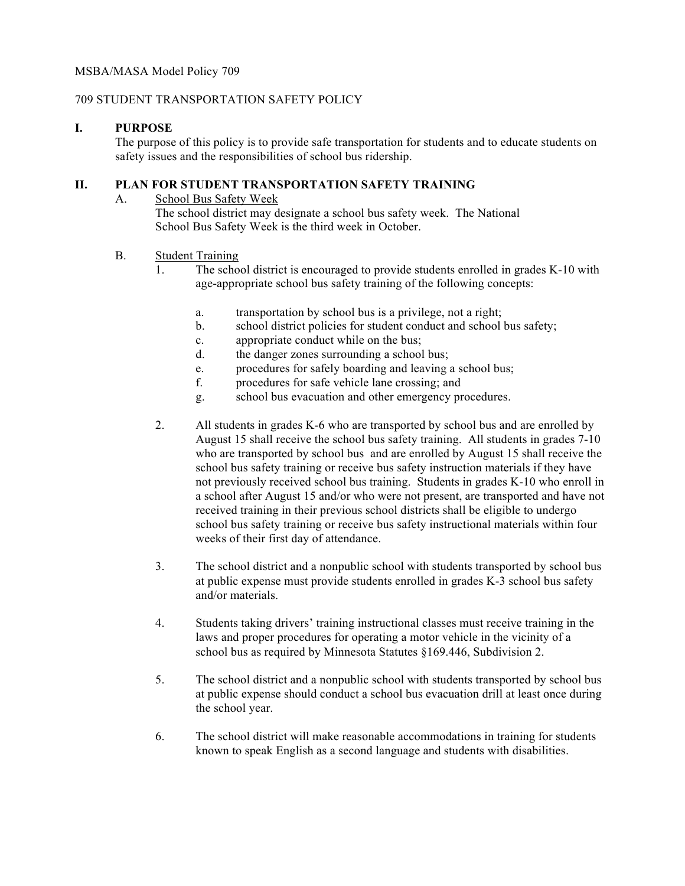MSBA/MASA Model Policy 709

# 709 STUDENT TRANSPORTATION SAFETY POLICY

## I. PURPOSE

The purpose of this policy is to provide safe transportation for students and to educate students on safety issues and the responsibilities of school bus ridership.

## II. PLAN FOR STUDENT TRANSPORTATION SAFETY TRAINING

A. School Bus Safety Week

The school district may designate a school bus safety week. The National School Bus Safety Week is the third week in October.

B. Student Training

1. The school district is encouraged to provide students enrolled in grades K-10 with age-appropriate school bus safety training of the following concepts:

   a. transportation by school bus is a privilege, not a right;
   b. school district policies for student conduct and school bus safety;
   c. appropriate conduct while on the bus;
   d. the danger zones surrounding a school bus;
   e. procedures for safely boarding and leaving a school bus;
   f. procedures for safe vehicle lane crossing; and
   g. school bus evacuation and other emergency procedures.

2. All students in grades K-6 who are transported by school bus and are enrolled by August 15 shall receive the school bus safety training. All students in grades 7-10 who are transported by school bus and are enrolled by August 15 shall receive the school bus safety training or receive bus safety instruction materials if they have not previously received school bus training. Students in grades K-10 who enroll in a school after August 15 and/or who were not present, are transported and have not received training in their previous school districts shall be eligible to undergo school bus safety training or receive bus safety instructional materials within four weeks of their first day of attendance.

3. The school district and a nonpublic school with students transported by school bus at public expense must provide students enrolled in grades K-3 school bus safety and/or materials.

4. Students taking drivers' training instructional classes must receive training in the laws and proper procedures for operating a motor vehicle in the vicinity of a school bus as required by Minnesota Statutes §169.446, Subdivision 2.

5. The school district and a nonpublic school with students transported by school bus at public expense should conduct a school bus evacuation drill at least once during the school year.

6. The school district will make reasonable accommodations in training for students known to speak English as a second language and students with disabilities.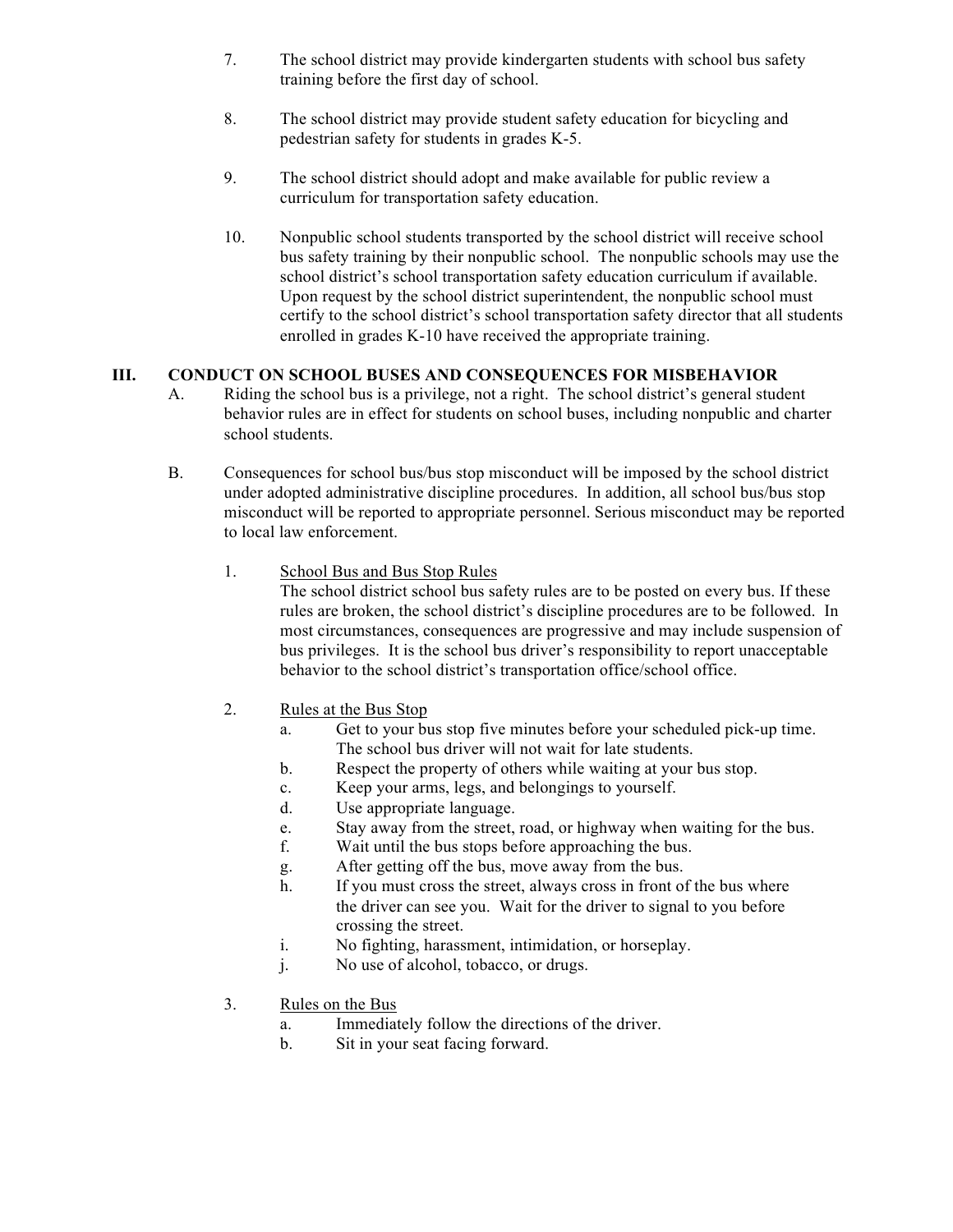7. The school district may provide kindergarten students with school bus safety training before the first day of school.

8. The school district may provide student safety education for bicycling and pedestrian safety for students in grades K-5.

9. The school district should adopt and make available for public review a curriculum for transportation safety education.

10. Nonpublic school students transported by the school district will receive school bus safety training by their nonpublic school. The nonpublic schools may use the school district's school transportation safety education curriculum if available. Upon request by the school district superintendent, the nonpublic school must certify to the school district's school transportation safety director that all students enrolled in grades K-10 have received the appropriate training.

## III. CONDUCT ON SCHOOL BUSES AND CONSEQUENCES FOR MISBEHAVIOR

A. Riding the school bus is a privilege, not a right. The school district's general student behavior rules are in effect for students on school buses, including nonpublic and charter school students.

B. Consequences for school bus/bus stop misconduct will be imposed by the school district under adopted administrative discipline procedures. In addition, all school bus/bus stop misconduct will be reported to appropriate personnel. Serious misconduct may be reported to local law enforcement.

1. <u>School Bus and Bus Stop Rules</u>
   The school district school bus safety rules are to be posted on every bus. If these rules are broken, the school district's discipline procedures are to be followed. In most circumstances, consequences are progressive and may include suspension of bus privileges. It is the school bus driver's responsibility to report unacceptable behavior to the school district's transportation office/school office.

2. <u>Rules at the Bus Stop</u>
   a. Get to your bus stop five minutes before your scheduled pick-up time. The school bus driver will not wait for late students.
   b. Respect the property of others while waiting at your bus stop.
   c. Keep your arms, legs, and belongings to yourself.
   d. Use appropriate language.
   e. Stay away from the street, road, or highway when waiting for the bus.
   f. Wait until the bus stops before approaching the bus.
   g. After getting off the bus, move away from the bus.
   h. If you must cross the street, always cross in front of the bus where the driver can see you. Wait for the driver to signal to you before crossing the street.
   i. No fighting, harassment, intimidation, or horseplay.
   j. No use of alcohol, tobacco, or drugs.

3. <u>Rules on the Bus</u>
   a. Immediately follow the directions of the driver.
   b. Sit in your seat facing forward.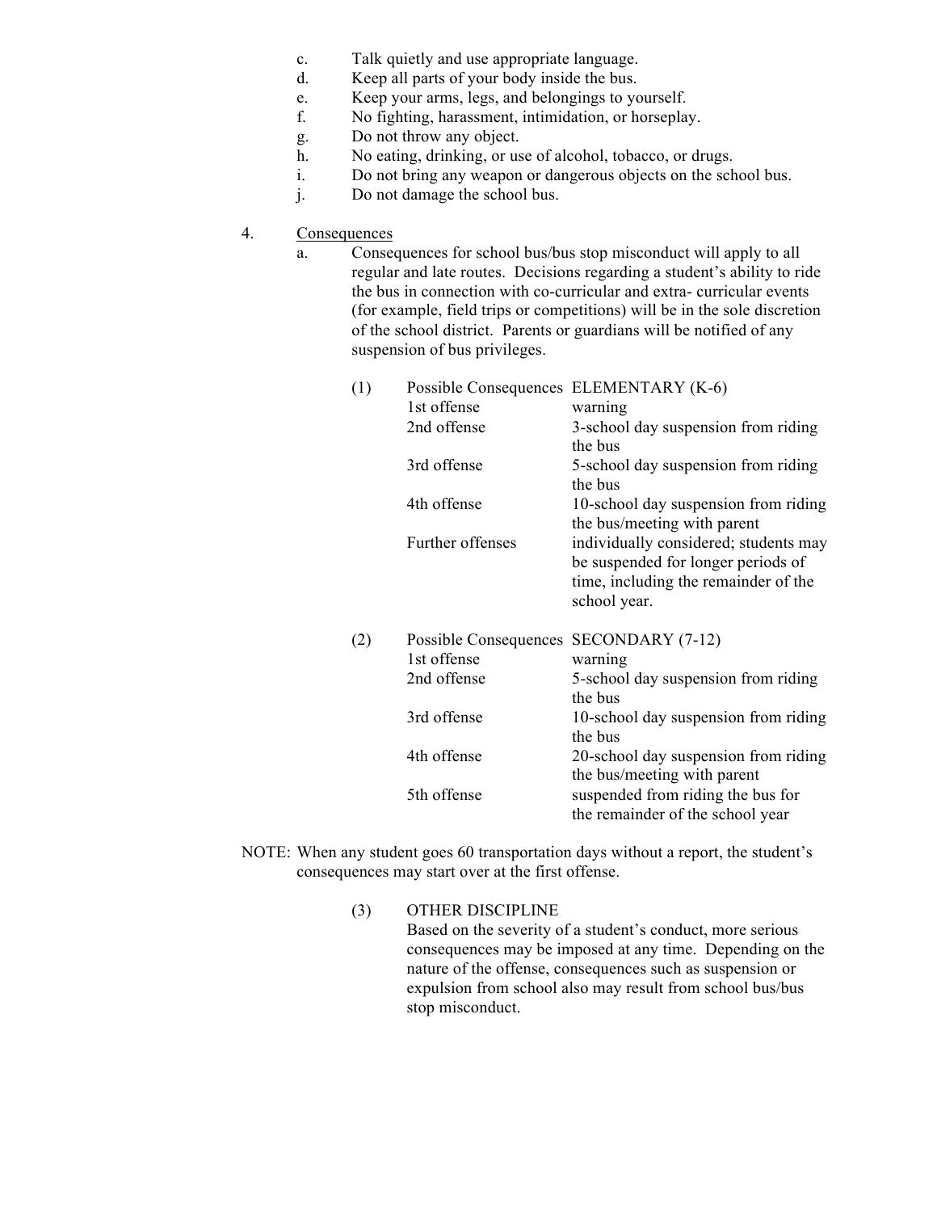c. Talk quietly and use appropriate language.
d. Keep all parts of your body inside the bus.
e. Keep your arms, legs, and belongings to yourself.
f. No fighting, harassment, intimidation, or horseplay.
g. Do not throw any object.
h. No eating, drinking, or use of alcohol, tobacco, or drugs.
i. Do not bring any weapon or dangerous objects on the school bus.
j. Do not damage the school bus.

4. Consequences

a. Consequences for school bus/bus stop misconduct will apply to all regular and late routes. Decisions regarding a student's ability to ride the bus in connection with co-curricular and extra- curricular events (for example, field trips or competitions) will be in the sole discretion of the school district. Parents or guardians will be notified of any suspension of bus privileges.

(1)

| Possible Consequences | ELEMENTARY (K-6) |
|---|---|
| 1st offense | warning |
| 2nd offense | 3-school day suspension from riding the bus |
| 3rd offense | 5-school day suspension from riding the bus |
| 4th offense | 10-school day suspension from riding the bus/meeting with parent |
| Further offenses | individually considered; students may be suspended for longer periods of time, including the remainder of the school year. |

(2)

| Possible Consequences | SECONDARY (7-12) |
|---|---|
| 1st offense | warning |
| 2nd offense | 5-school day suspension from riding the bus |
| 3rd offense | 10-school day suspension from riding the bus |
| 4th offense | 20-school day suspension from riding the bus/meeting with parent |
| 5th offense | suspended from riding the bus for the remainder of the school year |

NOTE: When any student goes 60 transportation days without a report, the student's consequences may start over at the first offense.

(3) OTHER DISCIPLINE

Based on the severity of a student's conduct, more serious consequences may be imposed at any time. Depending on the nature of the offense, consequences such as suspension or expulsion from school also may result from school bus/bus stop misconduct.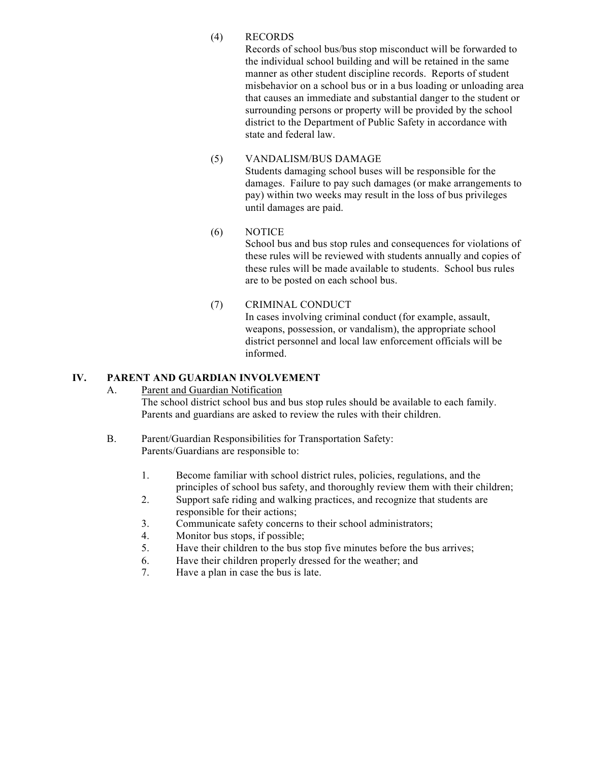(4) RECORDS

Records of school bus/bus stop misconduct will be forwarded to the individual school building and will be retained in the same manner as other student discipline records. Reports of student misbehavior on a school bus or in a bus loading or unloading area that causes an immediate and substantial danger to the student or surrounding persons or property will be provided by the school district to the Department of Public Safety in accordance with state and federal law.

(5) VANDALISM/BUS DAMAGE

Students damaging school buses will be responsible for the damages. Failure to pay such damages (or make arrangements to pay) within two weeks may result in the loss of bus privileges until damages are paid.

(6) NOTICE

School bus and bus stop rules and consequences for violations of these rules will be reviewed with students annually and copies of these rules will be made available to students. School bus rules are to be posted on each school bus.

(7) CRIMINAL CONDUCT

In cases involving criminal conduct (for example, assault, weapons, possession, or vandalism), the appropriate school district personnel and local law enforcement officials will be informed.

## IV. PARENT AND GUARDIAN INVOLVEMENT

A. Parent and Guardian Notification

The school district school bus and bus stop rules should be available to each family. Parents and guardians are asked to review the rules with their children.

B. Parent/Guardian Responsibilities for Transportation Safety:

Parents/Guardians are responsible to:

1. Become familiar with school district rules, policies, regulations, and the principles of school bus safety, and thoroughly review them with their children;
2. Support safe riding and walking practices, and recognize that students are responsible for their actions;
3. Communicate safety concerns to their school administrators;
4. Monitor bus stops, if possible;
5. Have their children to the bus stop five minutes before the bus arrives;
6. Have their children properly dressed for the weather; and
7. Have a plan in case the bus is late.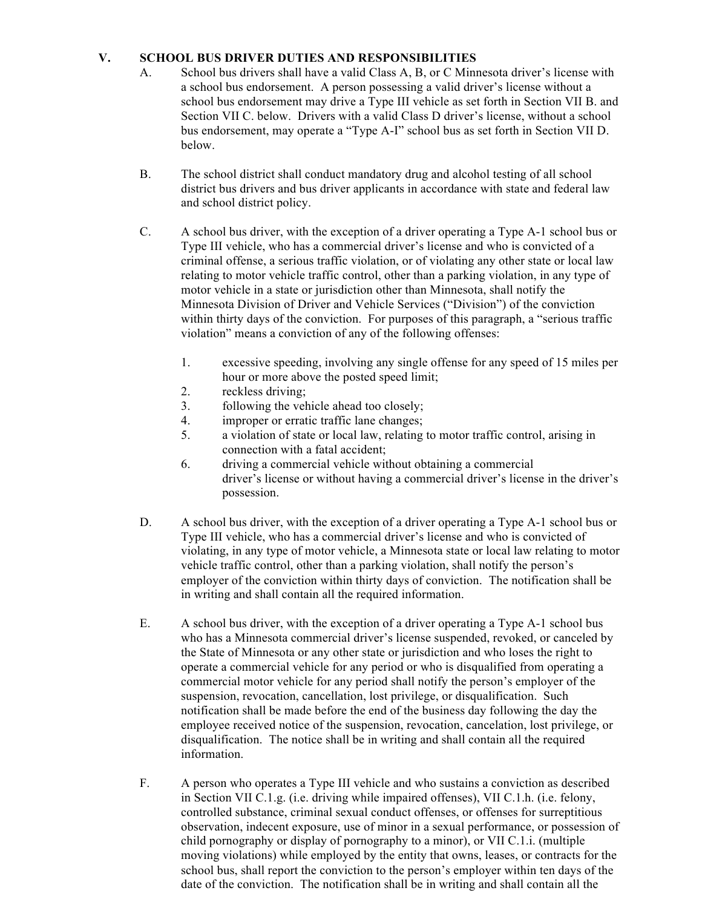## V. SCHOOL BUS DRIVER DUTIES AND RESPONSIBILITIES

A. School bus drivers shall have a valid Class A, B, or C Minnesota driver's license with a school bus endorsement. A person possessing a valid driver's license without a school bus endorsement may drive a Type III vehicle as set forth in Section VII B. and Section VII C. below. Drivers with a valid Class D driver's license, without a school bus endorsement, may operate a "Type A-I" school bus as set forth in Section VII D. below.

B. The school district shall conduct mandatory drug and alcohol testing of all school district bus drivers and bus driver applicants in accordance with state and federal law and school district policy.

C. A school bus driver, with the exception of a driver operating a Type A-1 school bus or Type III vehicle, who has a commercial driver's license and who is convicted of a criminal offense, a serious traffic violation, or of violating any other state or local law relating to motor vehicle traffic control, other than a parking violation, in any type of motor vehicle in a state or jurisdiction other than Minnesota, shall notify the Minnesota Division of Driver and Vehicle Services ("Division") of the conviction within thirty days of the conviction. For purposes of this paragraph, a "serious traffic violation" means a conviction of any of the following offenses:

1. excessive speeding, involving any single offense for any speed of 15 miles per hour or more above the posted speed limit;
2. reckless driving;
3. following the vehicle ahead too closely;
4. improper or erratic traffic lane changes;
5. a violation of state or local law, relating to motor traffic control, arising in connection with a fatal accident;
6. driving a commercial vehicle without obtaining a commercial driver's license or without having a commercial driver's license in the driver's possession.

D. A school bus driver, with the exception of a driver operating a Type A-1 school bus or Type III vehicle, who has a commercial driver's license and who is convicted of violating, in any type of motor vehicle, a Minnesota state or local law relating to motor vehicle traffic control, other than a parking violation, shall notify the person's employer of the conviction within thirty days of conviction. The notification shall be in writing and shall contain all the required information.

E. A school bus driver, with the exception of a driver operating a Type A-1 school bus who has a Minnesota commercial driver's license suspended, revoked, or canceled by the State of Minnesota or any other state or jurisdiction and who loses the right to operate a commercial vehicle for any period or who is disqualified from operating a commercial motor vehicle for any period shall notify the person's employer of the suspension, revocation, cancellation, lost privilege, or disqualification. Such notification shall be made before the end of the business day following the day the employee received notice of the suspension, revocation, cancelation, lost privilege, or disqualification. The notice shall be in writing and shall contain all the required information.

F. A person who operates a Type III vehicle and who sustains a conviction as described in Section VII C.1.g. (i.e. driving while impaired offenses), VII C.1.h. (i.e. felony, controlled substance, criminal sexual conduct offenses, or offenses for surreptitious observation, indecent exposure, use of minor in a sexual performance, or possession of child pornography or display of pornography to a minor), or VII C.1.i. (multiple moving violations) while employed by the entity that owns, leases, or contracts for the school bus, shall report the conviction to the person's employer within ten days of the date of the conviction. The notification shall be in writing and shall contain all the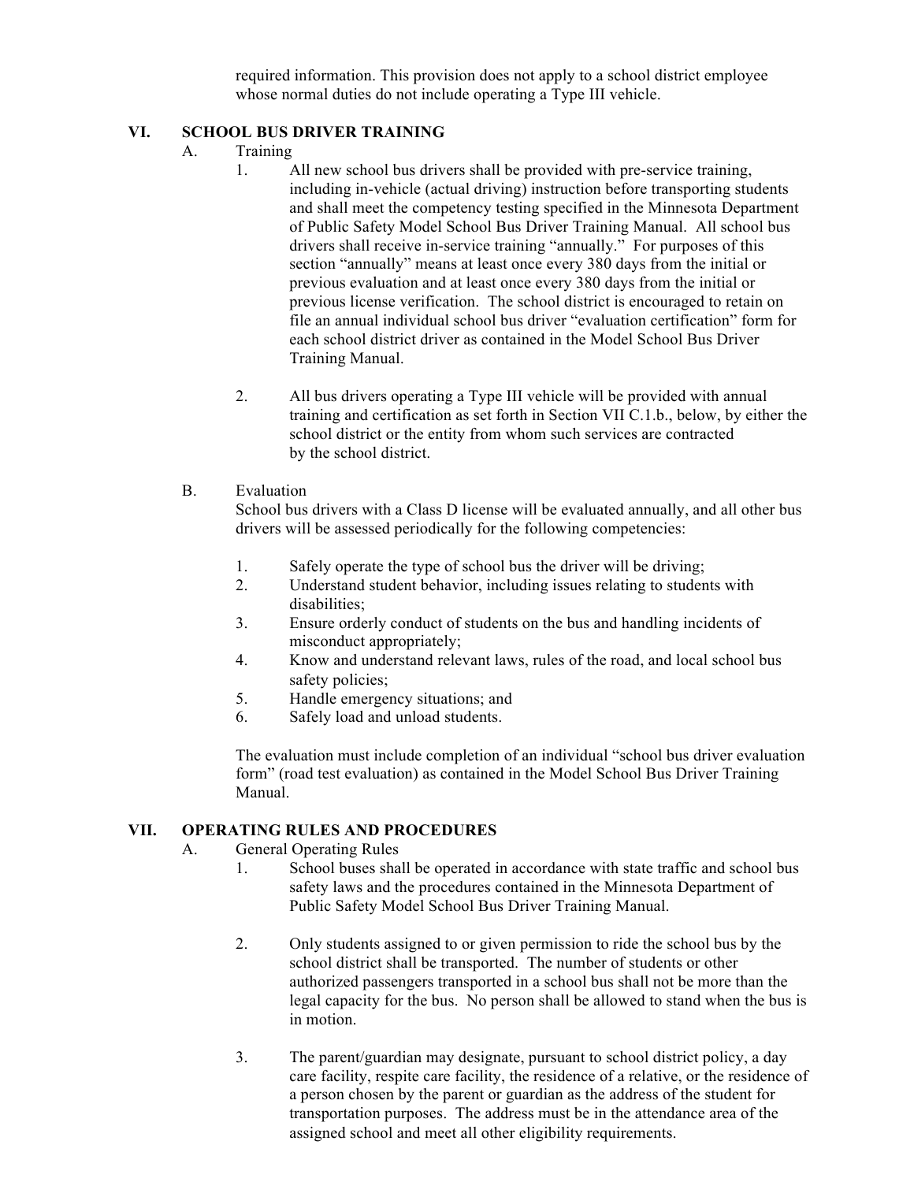required information. This provision does not apply to a school district employee whose normal duties do not include operating a Type III vehicle.

## VI. SCHOOL BUS DRIVER TRAINING

A. Training

1. All new school bus drivers shall be provided with pre-service training, including in-vehicle (actual driving) instruction before transporting students and shall meet the competency testing specified in the Minnesota Department of Public Safety Model School Bus Driver Training Manual. All school bus drivers shall receive in-service training "annually." For purposes of this section "annually" means at least once every 380 days from the initial or previous evaluation and at least once every 380 days from the initial or previous license verification. The school district is encouraged to retain on file an annual individual school bus driver "evaluation certification" form for each school district driver as contained in the Model School Bus Driver Training Manual.

2. All bus drivers operating a Type III vehicle will be provided with annual training and certification as set forth in Section VII C.1.b., below, by either the school district or the entity from whom such services are contracted by the school district.

B. Evaluation

School bus drivers with a Class D license will be evaluated annually, and all other bus drivers will be assessed periodically for the following competencies:

1. Safely operate the type of school bus the driver will be driving;
2. Understand student behavior, including issues relating to students with disabilities;
3. Ensure orderly conduct of students on the bus and handling incidents of misconduct appropriately;
4. Know and understand relevant laws, rules of the road, and local school bus safety policies;
5. Handle emergency situations; and
6. Safely load and unload students.

The evaluation must include completion of an individual "school bus driver evaluation form" (road test evaluation) as contained in the Model School Bus Driver Training Manual.

## VII. OPERATING RULES AND PROCEDURES

A. General Operating Rules

1. School buses shall be operated in accordance with state traffic and school bus safety laws and the procedures contained in the Minnesota Department of Public Safety Model School Bus Driver Training Manual.

2. Only students assigned to or given permission to ride the school bus by the school district shall be transported. The number of students or other authorized passengers transported in a school bus shall not be more than the legal capacity for the bus. No person shall be allowed to stand when the bus is in motion.

3. The parent/guardian may designate, pursuant to school district policy, a day care facility, respite care facility, the residence of a relative, or the residence of a person chosen by the parent or guardian as the address of the student for transportation purposes. The address must be in the attendance area of the assigned school and meet all other eligibility requirements.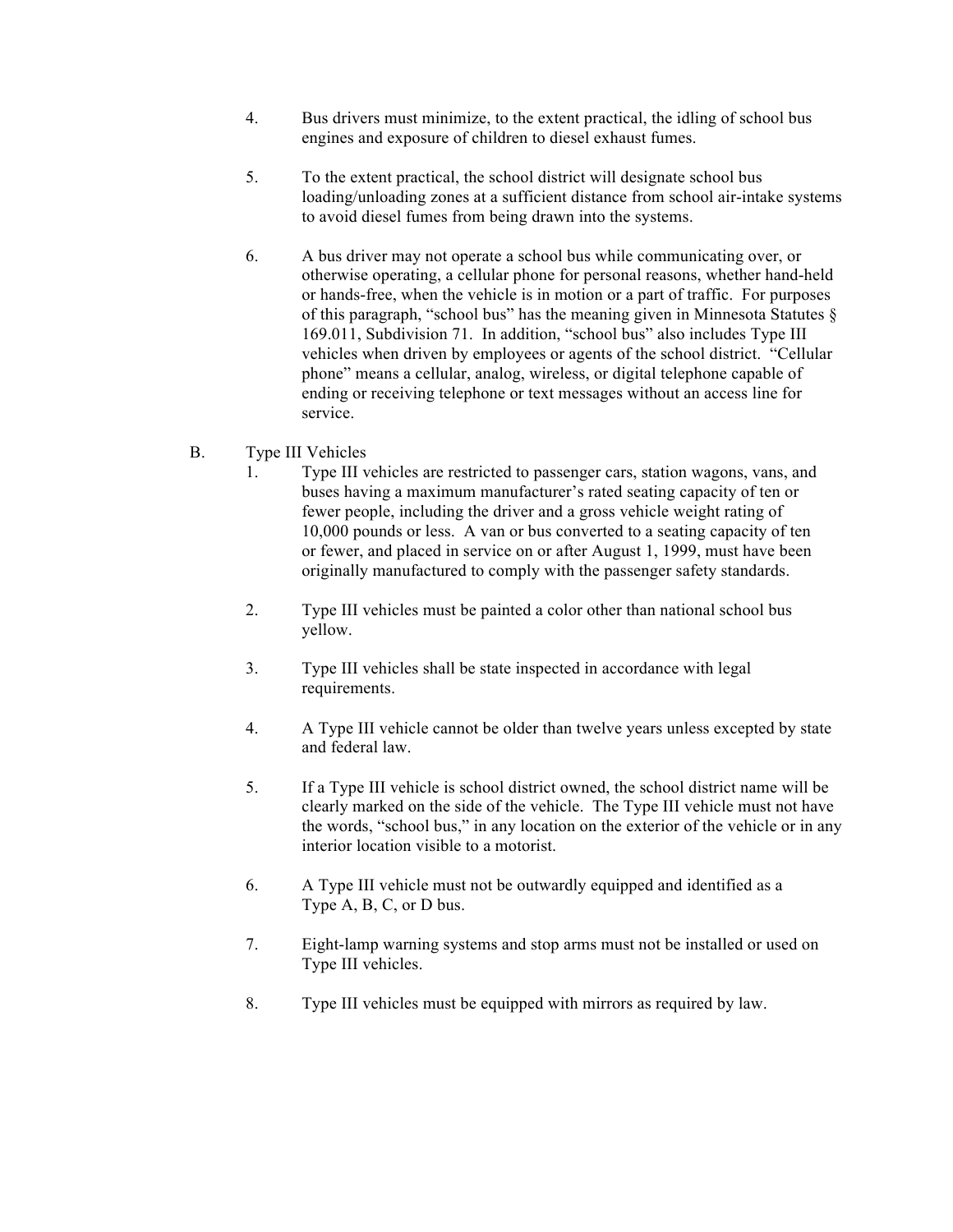4. Bus drivers must minimize, to the extent practical, the idling of school bus engines and exposure of children to diesel exhaust fumes.

5. To the extent practical, the school district will designate school bus loading/unloading zones at a sufficient distance from school air-intake systems to avoid diesel fumes from being drawn into the systems.

6. A bus driver may not operate a school bus while communicating over, or otherwise operating, a cellular phone for personal reasons, whether hand-held or hands-free, when the vehicle is in motion or a part of traffic. For purposes of this paragraph, "school bus" has the meaning given in Minnesota Statutes § 169.011, Subdivision 71. In addition, "school bus" also includes Type III vehicles when driven by employees or agents of the school district. "Cellular phone" means a cellular, analog, wireless, or digital telephone capable of ending or receiving telephone or text messages without an access line for service.

B. Type III Vehicles

1. Type III vehicles are restricted to passenger cars, station wagons, vans, and buses having a maximum manufacturer's rated seating capacity of ten or fewer people, including the driver and a gross vehicle weight rating of 10,000 pounds or less. A van or bus converted to a seating capacity of ten or fewer, and placed in service on or after August 1, 1999, must have been originally manufactured to comply with the passenger safety standards.

2. Type III vehicles must be painted a color other than national school bus yellow.

3. Type III vehicles shall be state inspected in accordance with legal requirements.

4. A Type III vehicle cannot be older than twelve years unless excepted by state and federal law.

5. If a Type III vehicle is school district owned, the school district name will be clearly marked on the side of the vehicle. The Type III vehicle must not have the words, "school bus," in any location on the exterior of the vehicle or in any interior location visible to a motorist.

6. A Type III vehicle must not be outwardly equipped and identified as a Type A, B, C, or D bus.

7. Eight-lamp warning systems and stop arms must not be installed or used on Type III vehicles.

8. Type III vehicles must be equipped with mirrors as required by law.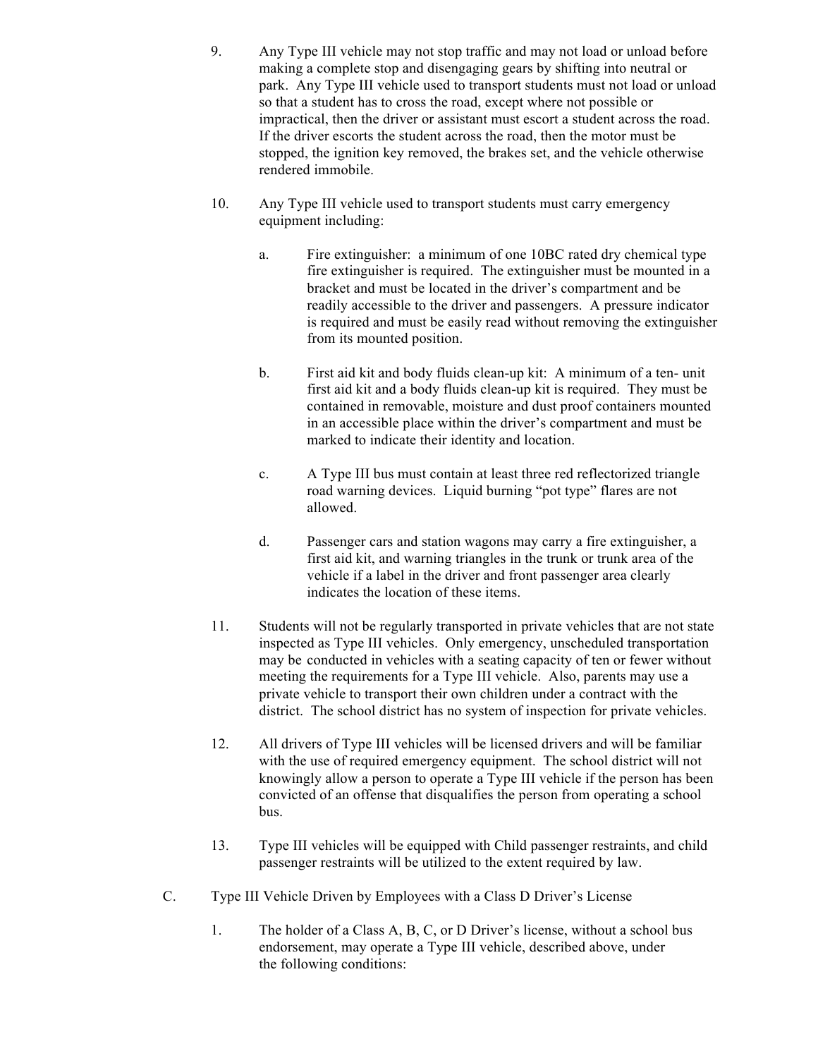9. Any Type III vehicle may not stop traffic and may not load or unload before making a complete stop and disengaging gears by shifting into neutral or park. Any Type III vehicle used to transport students must not load or unload so that a student has to cross the road, except where not possible or impractical, then the driver or assistant must escort a student across the road. If the driver escorts the student across the road, then the motor must be stopped, the ignition key removed, the brakes set, and the vehicle otherwise rendered immobile.

10. Any Type III vehicle used to transport students must carry emergency equipment including:

    a. Fire extinguisher: a minimum of one 10BC rated dry chemical type fire extinguisher is required. The extinguisher must be mounted in a bracket and must be located in the driver's compartment and be readily accessible to the driver and passengers. A pressure indicator is required and must be easily read without removing the extinguisher from its mounted position.

    b. First aid kit and body fluids clean-up kit: A minimum of a ten- unit first aid kit and a body fluids clean-up kit is required. They must be contained in removable, moisture and dust proof containers mounted in an accessible place within the driver's compartment and must be marked to indicate their identity and location.

    c. A Type III bus must contain at least three red reflectorized triangle road warning devices. Liquid burning "pot type" flares are not allowed.

    d. Passenger cars and station wagons may carry a fire extinguisher, a first aid kit, and warning triangles in the trunk or trunk area of the vehicle if a label in the driver and front passenger area clearly indicates the location of these items.

11. Students will not be regularly transported in private vehicles that are not state inspected as Type III vehicles. Only emergency, unscheduled transportation may be conducted in vehicles with a seating capacity of ten or fewer without meeting the requirements for a Type III vehicle. Also, parents may use a private vehicle to transport their own children under a contract with the district. The school district has no system of inspection for private vehicles.

12. All drivers of Type III vehicles will be licensed drivers and will be familiar with the use of required emergency equipment. The school district will not knowingly allow a person to operate a Type III vehicle if the person has been convicted of an offense that disqualifies the person from operating a school bus.

13. Type III vehicles will be equipped with Child passenger restraints, and child passenger restraints will be utilized to the extent required by law.

C. Type III Vehicle Driven by Employees with a Class D Driver's License

1. The holder of a Class A, B, C, or D Driver's license, without a school bus endorsement, may operate a Type III vehicle, described above, under the following conditions: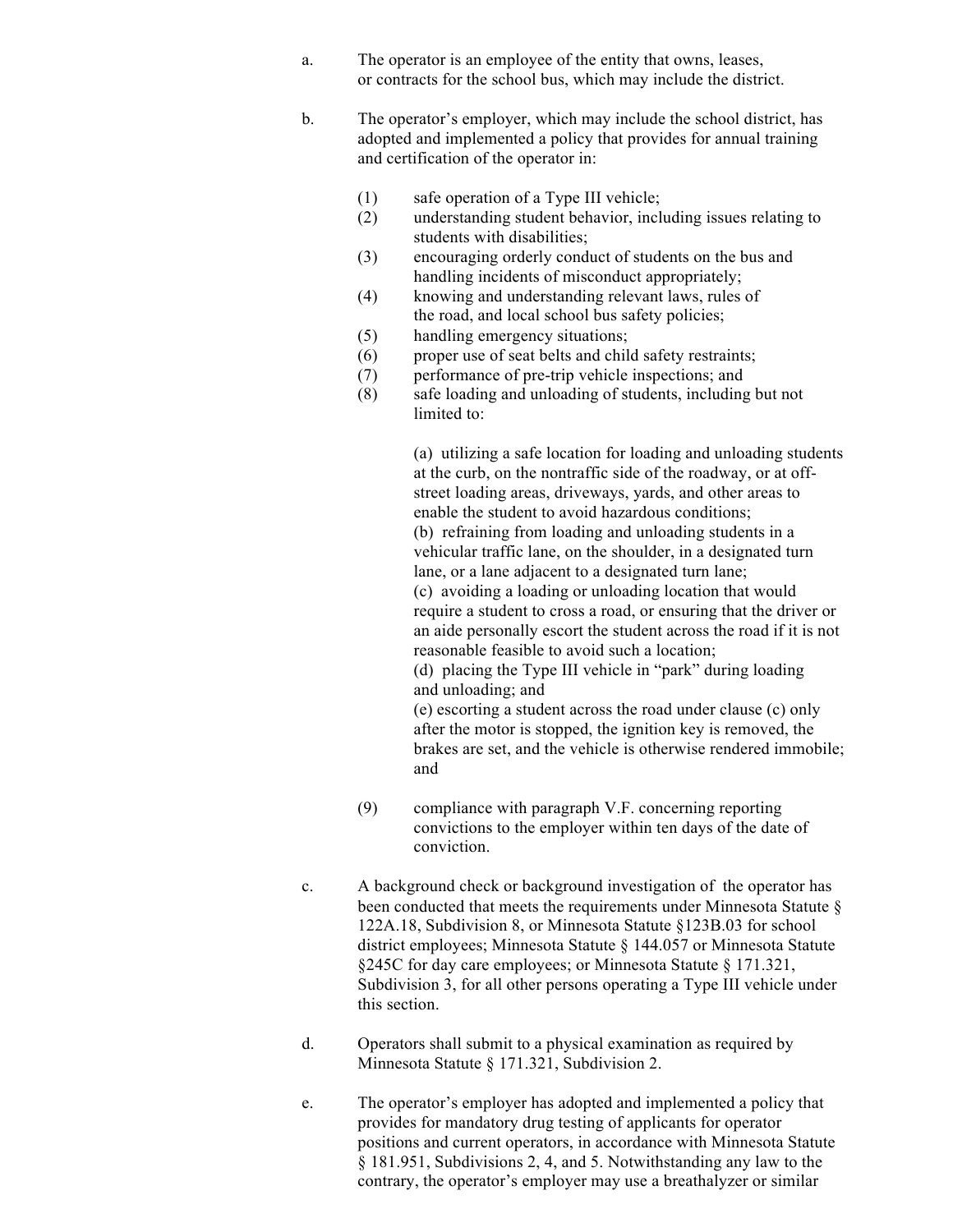a. The operator is an employee of the entity that owns, leases, or contracts for the school bus, which may include the district.

b. The operator's employer, which may include the school district, has adopted and implemented a policy that provides for annual training and certification of the operator in:

   (1) safe operation of a Type III vehicle;
   (2) understanding student behavior, including issues relating to students with disabilities;
   (3) encouraging orderly conduct of students on the bus and handling incidents of misconduct appropriately;
   (4) knowing and understanding relevant laws, rules of the road, and local school bus safety policies;
   (5) handling emergency situations;
   (6) proper use of seat belts and child safety restraints;
   (7) performance of pre-trip vehicle inspections; and
   (8) safe loading and unloading of students, including but not limited to:

      (a) utilizing a safe location for loading and unloading students at the curb, on the nontraffic side of the roadway, or at off-street loading areas, driveways, yards, and other areas to enable the student to avoid hazardous conditions;
      (b) refraining from loading and unloading students in a vehicular traffic lane, on the shoulder, in a designated turn lane, or a lane adjacent to a designated turn lane;
      (c) avoiding a loading or unloading location that would require a student to cross a road, or ensuring that the driver or an aide personally escort the student across the road if it is not reasonable feasible to avoid such a location;
      (d) placing the Type III vehicle in "park" during loading and unloading; and
      (e) escorting a student across the road under clause (c) only after the motor is stopped, the ignition key is removed, the brakes are set, and the vehicle is otherwise rendered immobile; and

   (9) compliance with paragraph V.F. concerning reporting convictions to the employer within ten days of the date of conviction.

c. A background check or background investigation of the operator has been conducted that meets the requirements under Minnesota Statute § 122A.18, Subdivision 8, or Minnesota Statute §123B.03 for school district employees; Minnesota Statute § 144.057 or Minnesota Statute §245C for day care employees; or Minnesota Statute § 171.321, Subdivision 3, for all other persons operating a Type III vehicle under this section.

d. Operators shall submit to a physical examination as required by Minnesota Statute § 171.321, Subdivision 2.

e. The operator's employer has adopted and implemented a policy that provides for mandatory drug testing of applicants for operator positions and current operators, in accordance with Minnesota Statute § 181.951, Subdivisions 2, 4, and 5. Notwithstanding any law to the contrary, the operator's employer may use a breathalyzer or similar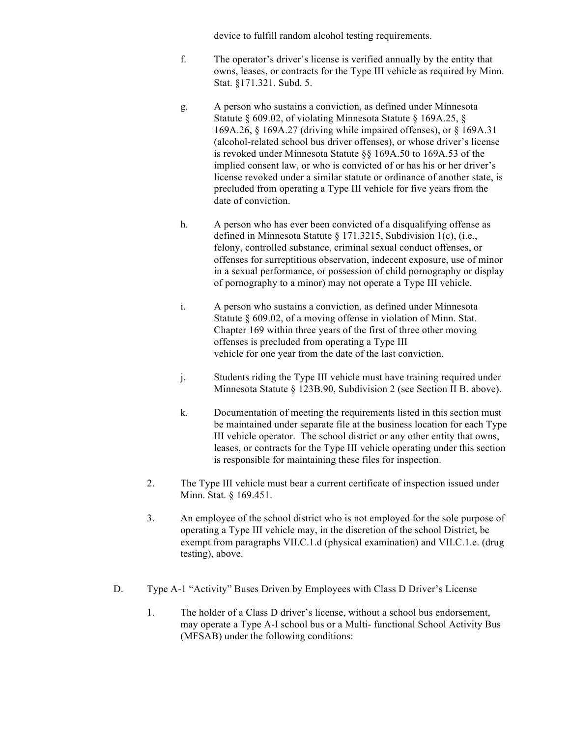device to fulfill random alcohol testing requirements.

f. The operator's driver's license is verified annually by the entity that owns, leases, or contracts for the Type III vehicle as required by Minn. Stat. §171.321. Subd. 5.

g. A person who sustains a conviction, as defined under Minnesota Statute § 609.02, of violating Minnesota Statute § 169A.25, § 169A.26, § 169A.27 (driving while impaired offenses), or § 169A.31 (alcohol-related school bus driver offenses), or whose driver's license is revoked under Minnesota Statute §§ 169A.50 to 169A.53 of the implied consent law, or who is convicted of or has his or her driver's license revoked under a similar statute or ordinance of another state, is precluded from operating a Type III vehicle for five years from the date of conviction.

h. A person who has ever been convicted of a disqualifying offense as defined in Minnesota Statute § 171.3215, Subdivision 1(c), (i.e., felony, controlled substance, criminal sexual conduct offenses, or offenses for surreptitious observation, indecent exposure, use of minor in a sexual performance, or possession of child pornography or display of pornography to a minor) may not operate a Type III vehicle.

i. A person who sustains a conviction, as defined under Minnesota Statute § 609.02, of a moving offense in violation of Minn. Stat. Chapter 169 within three years of the first of three other moving offenses is precluded from operating a Type III vehicle for one year from the date of the last conviction.

j. Students riding the Type III vehicle must have training required under Minnesota Statute § 123B.90, Subdivision 2 (see Section II B. above).

k. Documentation of meeting the requirements listed in this section must be maintained under separate file at the business location for each Type III vehicle operator. The school district or any other entity that owns, leases, or contracts for the Type III vehicle operating under this section is responsible for maintaining these files for inspection.

2. The Type III vehicle must bear a current certificate of inspection issued under Minn. Stat. § 169.451.

3. An employee of the school district who is not employed for the sole purpose of operating a Type III vehicle may, in the discretion of the school District, be exempt from paragraphs VII.C.1.d (physical examination) and VII.C.1.e. (drug testing), above.

D. Type A-1 "Activity" Buses Driven by Employees with Class D Driver's License

1. The holder of a Class D driver's license, without a school bus endorsement, may operate a Type A-I school bus or a Multi- functional School Activity Bus (MFSAB) under the following conditions: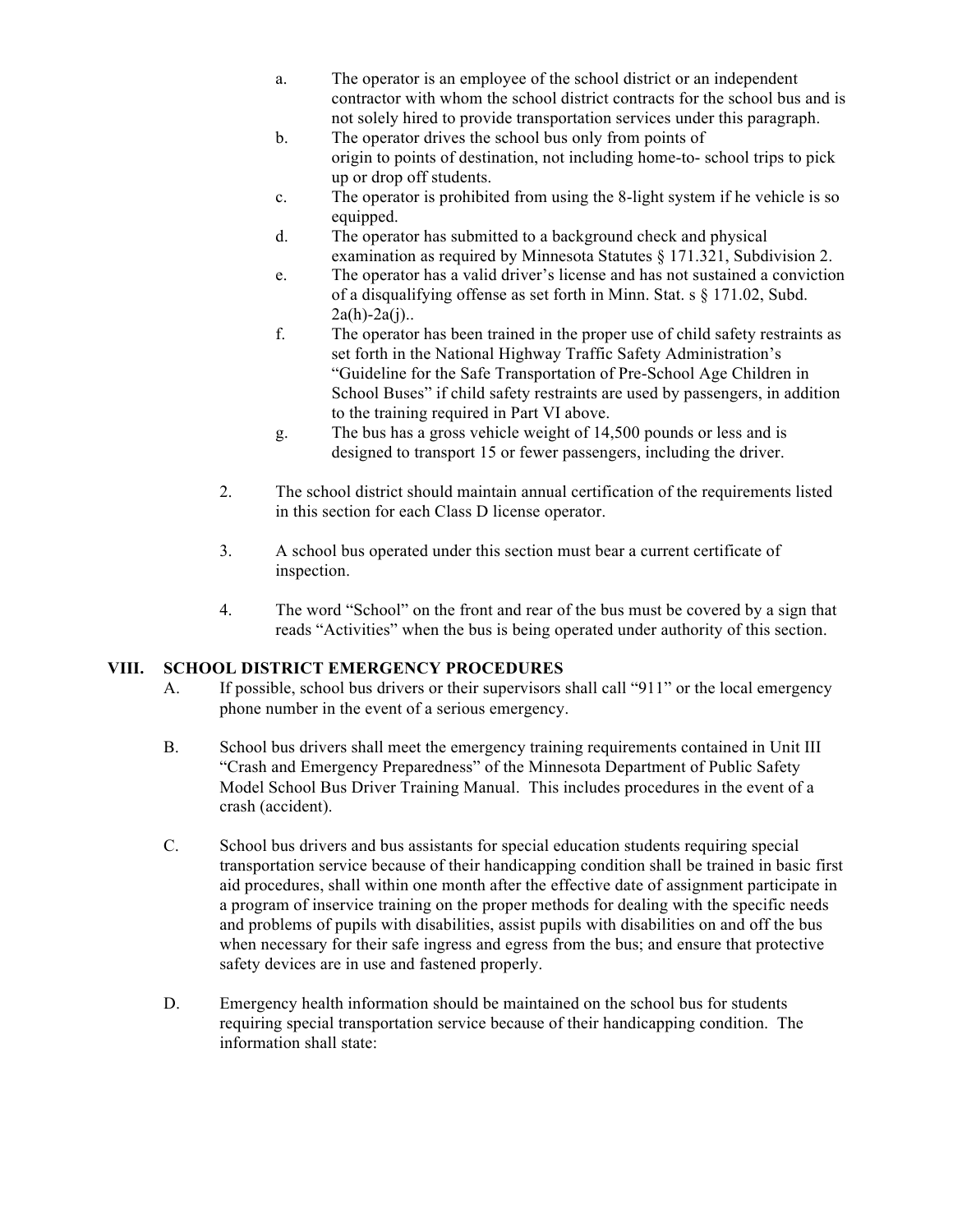a. The operator is an employee of the school district or an independent contractor with whom the school district contracts for the school bus and is not solely hired to provide transportation services under this paragraph.

b. The operator drives the school bus only from points of origin to points of destination, not including home-to- school trips to pick up or drop off students.

c. The operator is prohibited from using the 8-light system if he vehicle is so equipped.

d. The operator has submitted to a background check and physical examination as required by Minnesota Statutes § 171.321, Subdivision 2.

e. The operator has a valid driver's license and has not sustained a conviction of a disqualifying offense as set forth in Minn. Stat. s § 171.02, Subd. 2a(h)-2a(j)..

f. The operator has been trained in the proper use of child safety restraints as set forth in the National Highway Traffic Safety Administration's "Guideline for the Safe Transportation of Pre-School Age Children in School Buses" if child safety restraints are used by passengers, in addition to the training required in Part VI above.

g. The bus has a gross vehicle weight of 14,500 pounds or less and is designed to transport 15 or fewer passengers, including the driver.

2. The school district should maintain annual certification of the requirements listed in this section for each Class D license operator.

3. A school bus operated under this section must bear a current certificate of inspection.

4. The word "School" on the front and rear of the bus must be covered by a sign that reads "Activities" when the bus is being operated under authority of this section.

## VIII. SCHOOL DISTRICT EMERGENCY PROCEDURES

A. If possible, school bus drivers or their supervisors shall call "911" or the local emergency phone number in the event of a serious emergency.

B. School bus drivers shall meet the emergency training requirements contained in Unit III "Crash and Emergency Preparedness" of the Minnesota Department of Public Safety Model School Bus Driver Training Manual. This includes procedures in the event of a crash (accident).

C. School bus drivers and bus assistants for special education students requiring special transportation service because of their handicapping condition shall be trained in basic first aid procedures, shall within one month after the effective date of assignment participate in a program of inservice training on the proper methods for dealing with the specific needs and problems of pupils with disabilities, assist pupils with disabilities on and off the bus when necessary for their safe ingress and egress from the bus; and ensure that protective safety devices are in use and fastened properly.

D. Emergency health information should be maintained on the school bus for students requiring special transportation service because of their handicapping condition. The information shall state: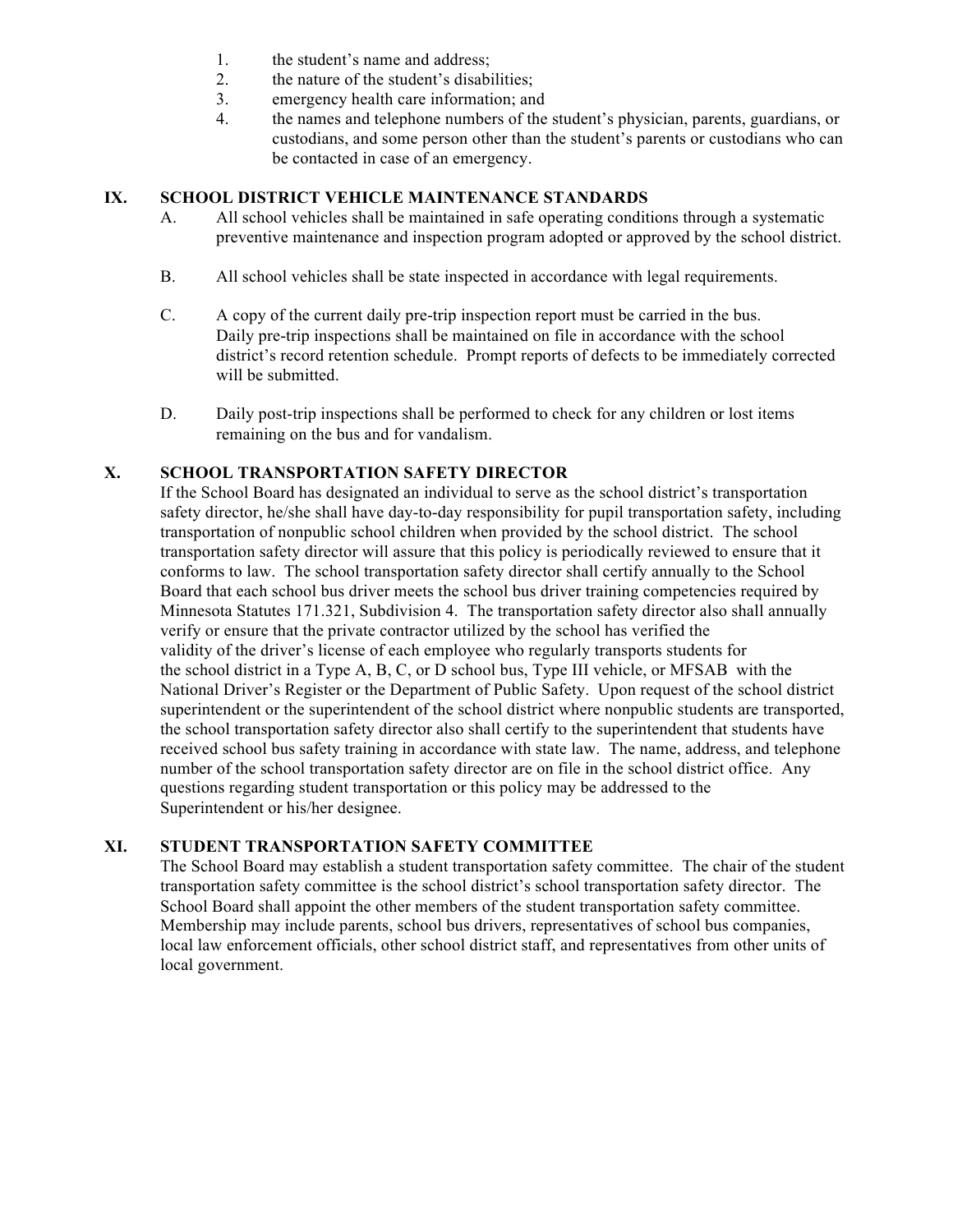1. the student's name and address;
2. the nature of the student's disabilities;
3. emergency health care information; and
4. the names and telephone numbers of the student's physician, parents, guardians, or custodians, and some person other than the student's parents or custodians who can be contacted in case of an emergency.

## IX. SCHOOL DISTRICT VEHICLE MAINTENANCE STANDARDS

A. All school vehicles shall be maintained in safe operating conditions through a systematic preventive maintenance and inspection program adopted or approved by the school district.

B. All school vehicles shall be state inspected in accordance with legal requirements.

C. A copy of the current daily pre-trip inspection report must be carried in the bus. Daily pre-trip inspections shall be maintained on file in accordance with the school district's record retention schedule. Prompt reports of defects to be immediately corrected will be submitted.

D. Daily post-trip inspections shall be performed to check for any children or lost items remaining on the bus and for vandalism.

## X. SCHOOL TRANSPORTATION SAFETY DIRECTOR

If the School Board has designated an individual to serve as the school district's transportation safety director, he/she shall have day-to-day responsibility for pupil transportation safety, including transportation of nonpublic school children when provided by the school district. The school transportation safety director will assure that this policy is periodically reviewed to ensure that it conforms to law. The school transportation safety director shall certify annually to the School Board that each school bus driver meets the school bus driver training competencies required by Minnesota Statutes 171.321, Subdivision 4. The transportation safety director also shall annually verify or ensure that the private contractor utilized by the school has verified the validity of the driver's license of each employee who regularly transports students for the school district in a Type A, B, C, or D school bus, Type III vehicle, or MFSAB with the National Driver's Register or the Department of Public Safety. Upon request of the school district superintendent or the superintendent of the school district where nonpublic students are transported, the school transportation safety director also shall certify to the superintendent that students have received school bus safety training in accordance with state law. The name, address, and telephone number of the school transportation safety director are on file in the school district office. Any questions regarding student transportation or this policy may be addressed to the Superintendent or his/her designee.

## XI. STUDENT TRANSPORTATION SAFETY COMMITTEE

The School Board may establish a student transportation safety committee. The chair of the student transportation safety committee is the school district's school transportation safety director. The School Board shall appoint the other members of the student transportation safety committee. Membership may include parents, school bus drivers, representatives of school bus companies, local law enforcement officials, other school district staff, and representatives from other units of local government.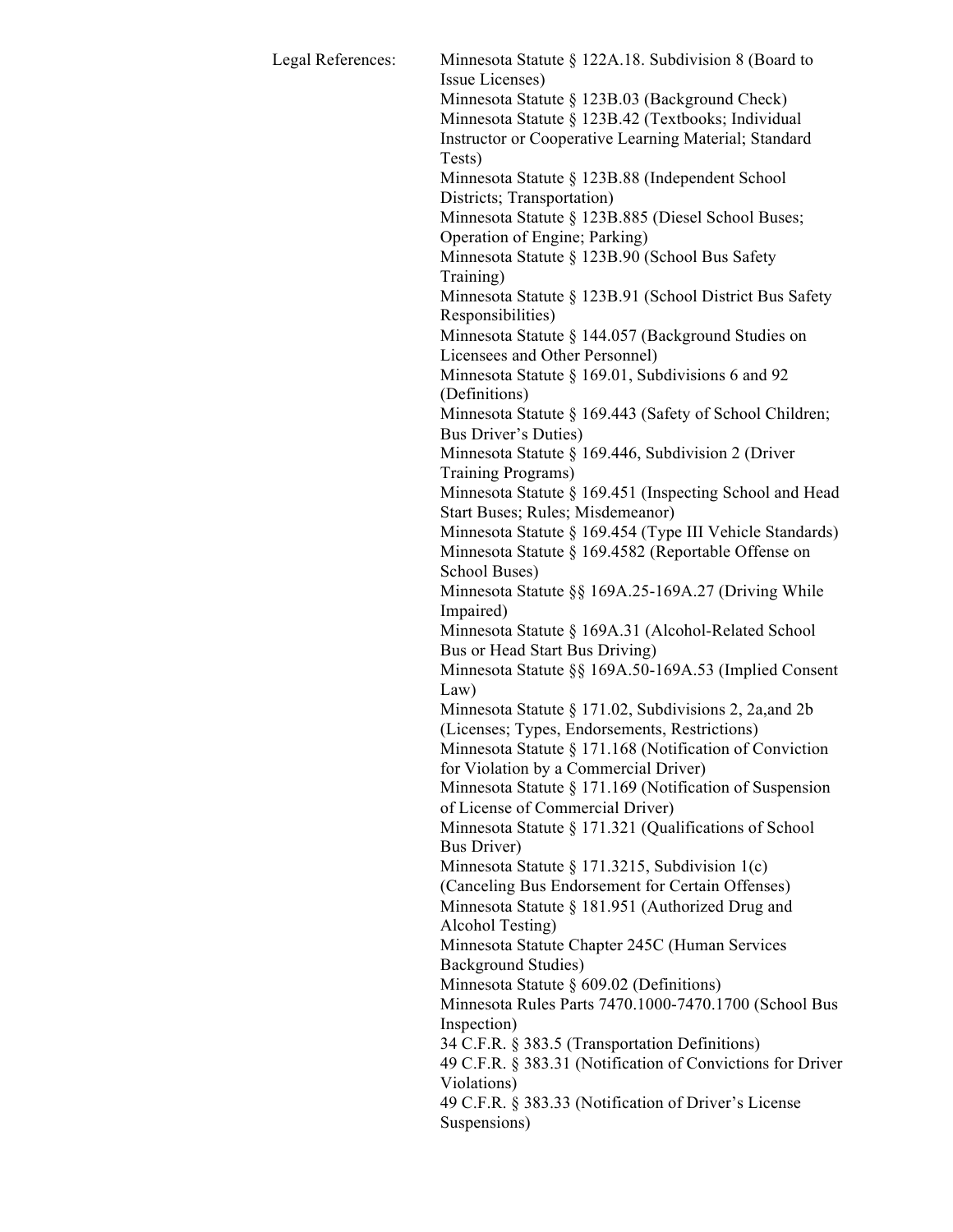Legal References:

Minnesota Statute § 122A.18. Subdivision 8 (Board to Issue Licenses)
Minnesota Statute § 123B.03 (Background Check)
Minnesota Statute § 123B.42 (Textbooks; Individual Instructor or Cooperative Learning Material; Standard Tests)
Minnesota Statute § 123B.88 (Independent School Districts; Transportation)
Minnesota Statute § 123B.885 (Diesel School Buses; Operation of Engine; Parking)
Minnesota Statute § 123B.90 (School Bus Safety Training)
Minnesota Statute § 123B.91 (School District Bus Safety Responsibilities)
Minnesota Statute § 144.057 (Background Studies on Licensees and Other Personnel)
Minnesota Statute § 169.01, Subdivisions 6 and 92 (Definitions)
Minnesota Statute § 169.443 (Safety of School Children; Bus Driver's Duties)
Minnesota Statute § 169.446, Subdivision 2 (Driver Training Programs)
Minnesota Statute § 169.451 (Inspecting School and Head Start Buses; Rules; Misdemeanor)
Minnesota Statute § 169.454 (Type III Vehicle Standards)
Minnesota Statute § 169.4582 (Reportable Offense on School Buses)
Minnesota Statute §§ 169A.25-169A.27 (Driving While Impaired)
Minnesota Statute § 169A.31 (Alcohol-Related School Bus or Head Start Bus Driving)
Minnesota Statute §§ 169A.50-169A.53 (Implied Consent Law)
Minnesota Statute § 171.02, Subdivisions 2, 2a,and 2b (Licenses; Types, Endorsements, Restrictions)
Minnesota Statute § 171.168 (Notification of Conviction for Violation by a Commercial Driver)
Minnesota Statute § 171.169 (Notification of Suspension of License of Commercial Driver)
Minnesota Statute § 171.321 (Qualifications of School Bus Driver)
Minnesota Statute § 171.3215, Subdivision 1(c) (Canceling Bus Endorsement for Certain Offenses)
Minnesota Statute § 181.951 (Authorized Drug and Alcohol Testing)
Minnesota Statute Chapter 245C (Human Services Background Studies)
Minnesota Statute § 609.02 (Definitions)
Minnesota Rules Parts 7470.1000-7470.1700 (School Bus Inspection)
34 C.F.R. § 383.5 (Transportation Definitions)
49 C.F.R. § 383.31 (Notification of Convictions for Driver Violations)
49 C.F.R. § 383.33 (Notification of Driver's License Suspensions)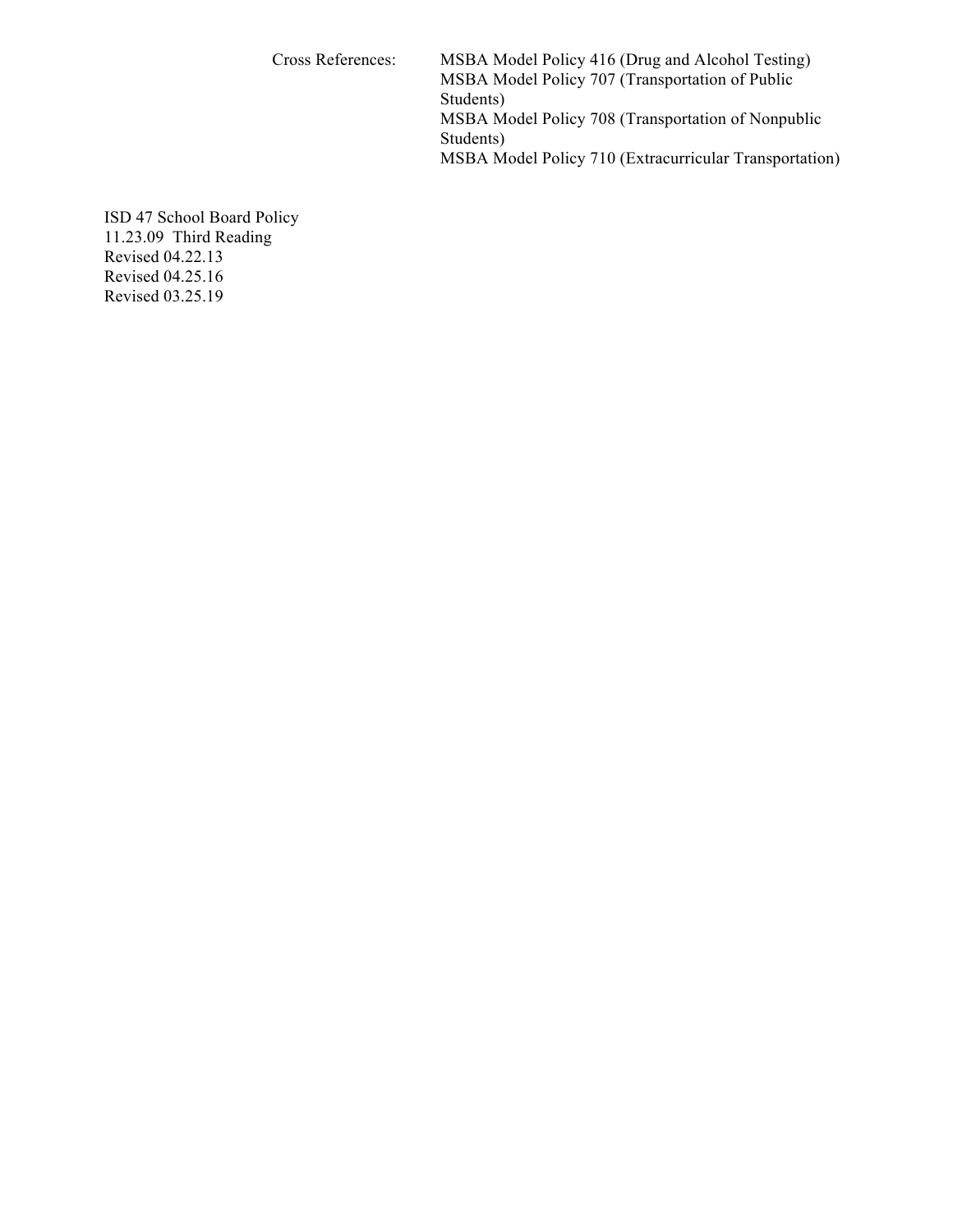Cross References: MSBA Model Policy 416 (Drug and Alcohol Testing)
MSBA Model Policy 707 (Transportation of Public Students)
MSBA Model Policy 708 (Transportation of Nonpublic Students)
MSBA Model Policy 710 (Extracurricular Transportation)

ISD 47 School Board Policy
11.23.09 Third Reading
Revised 04.22.13
Revised 04.25.16
Revised 03.25.19